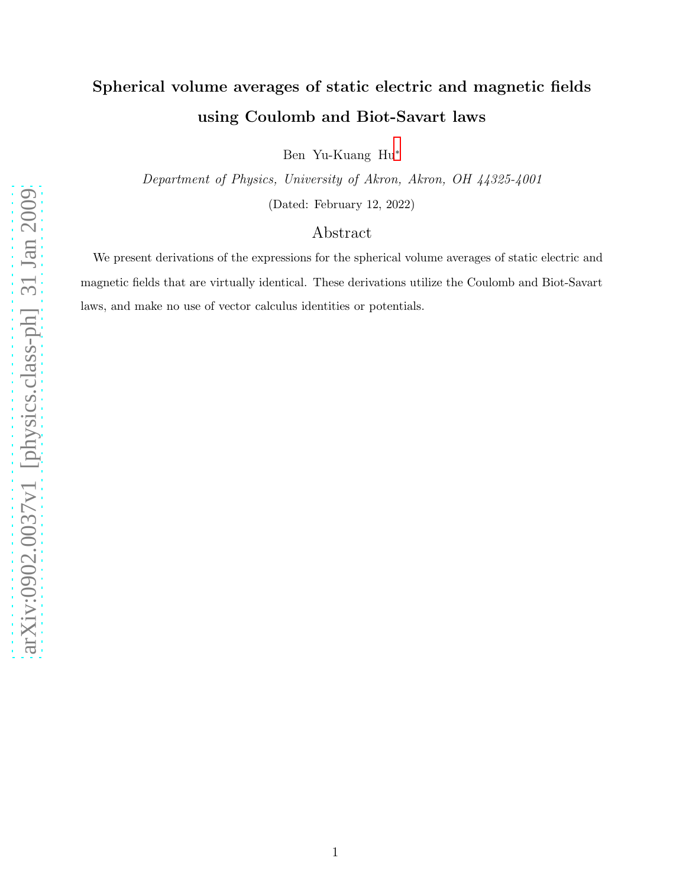# Spherical volume averages of static electric and magnetic fields using Coulomb and Biot-Savart laws

Ben Yu-Kuang Hu*

*Department of Physics, University of Akron, Akron, OH 44325-4001*

(Dated: February 12, 2022)

## Abstract

We present derivations of the expressions for the spherical volume averages of static electric and magnetic fields that are virtually identical. These derivations utilize the Coulomb and Biot-Savart laws, and make no use of vector calculus identities or potentials.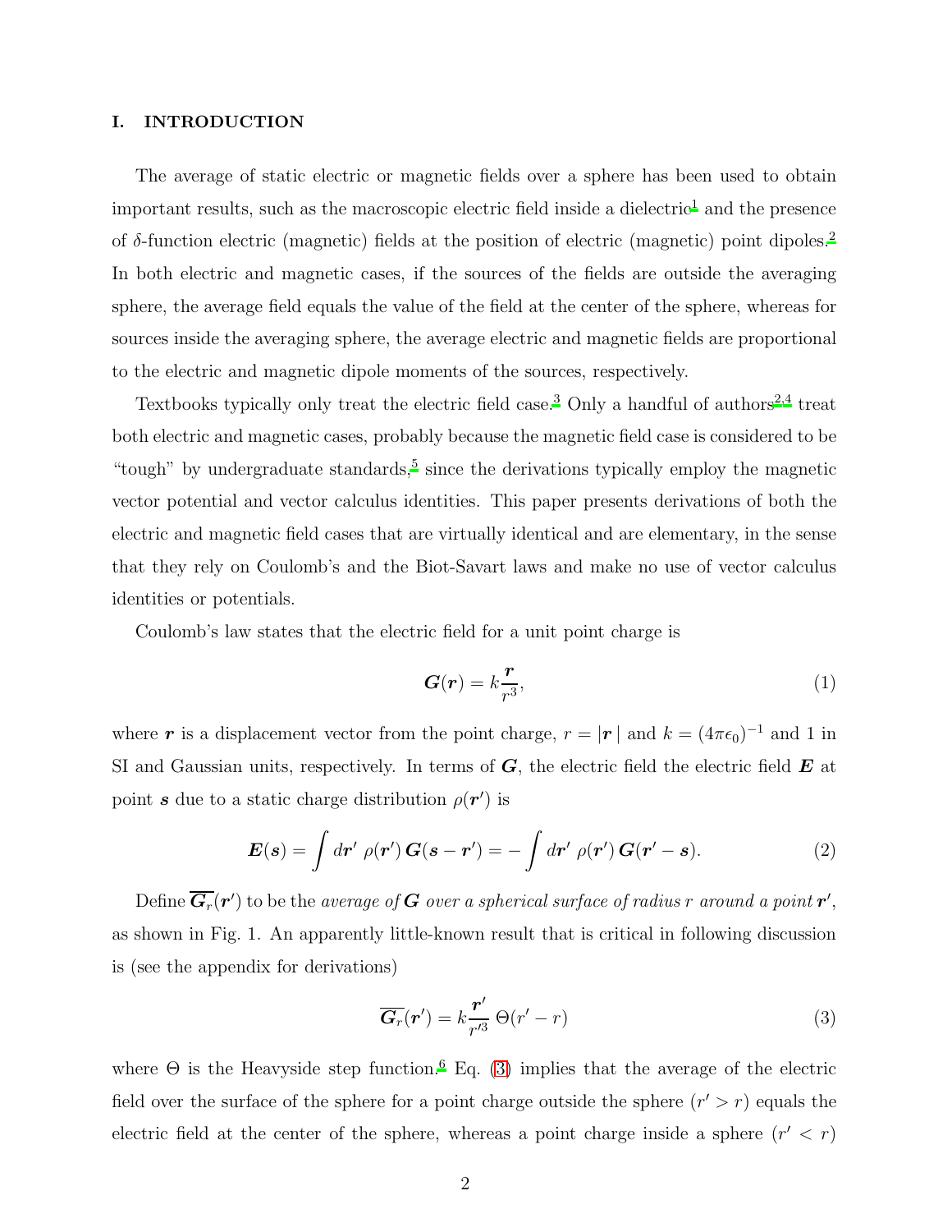## I. INTRODUCTION

The average of static electric or magnetic fields over a sphere has been used to obtain important results, such as the macroscopic electric field inside a dielectric[1] and the presence of $\delta$-function electric (magnetic) fields at the position of electric (magnetic) point dipoles.[2] In both electric and magnetic cases, if the sources of the fields are outside the averaging sphere, the average field equals the value of the field at the center of the sphere, whereas for sources inside the averaging sphere, the average electric and magnetic fields are proportional to the electric and magnetic dipole moments of the sources, respectively.

Textbooks typically only treat the electric field case.[3] Only a handful of authors[2,4] treat both electric and magnetic cases, probably because the magnetic field case is considered to be "tough" by undergraduate standards,[5] since the derivations typically employ the magnetic vector potential and vector calculus identities. This paper presents derivations of both the electric and magnetic field cases that are virtually identical and are elementary, in the sense that they rely on Coulomb's and the Biot-Savart laws and make no use of vector calculus identities or potentials.

Coulomb's law states that the electric field for a unit point charge is

$$\boldsymbol{G}(\boldsymbol{r}) = k\frac{\boldsymbol{r}}{r^3}, \tag{1}$$

where $\boldsymbol{r}$ is a displacement vector from the point charge, $r = |\boldsymbol{r}\,|$ and $k = (4\pi\epsilon_0)^{-1}$ and 1 in SI and Gaussian units, respectively. In terms of $\boldsymbol{G}$, the electric field the electric field $\boldsymbol{E}$ at point $\boldsymbol{s}$ due to a static charge distribution $\rho(\boldsymbol{r}')$ is

$$\boldsymbol{E}(\boldsymbol{s}) = \int d\boldsymbol{r}'\ \rho(\boldsymbol{r}')\,\boldsymbol{G}(\boldsymbol{s}-\boldsymbol{r}') = -\int d\boldsymbol{r}'\ \rho(\boldsymbol{r}')\,\boldsymbol{G}(\boldsymbol{r}'-\boldsymbol{s}). \tag{2}$$

Define $\overline{\boldsymbol{G}_r}(\boldsymbol{r}')$ to be the *average of* $\boldsymbol{G}$ *over a spherical surface of radius* $r$ *around a point* $\boldsymbol{r}'$, as shown in Fig. 1. An apparently little-known result that is critical in following discussion is (see the appendix for derivations)

$$\overline{\boldsymbol{G}_r}(\boldsymbol{r}') = k\frac{\boldsymbol{r}'}{r'^3}\,\Theta(r'-r) \tag{3}$$

where $\Theta$ is the Heavyside step function.[6] Eq. (3) implies that the average of the electric field over the surface of the sphere for a point charge outside the sphere ($r' > r$) equals the electric field at the center of the sphere, whereas a point charge inside a sphere ($r' < r$)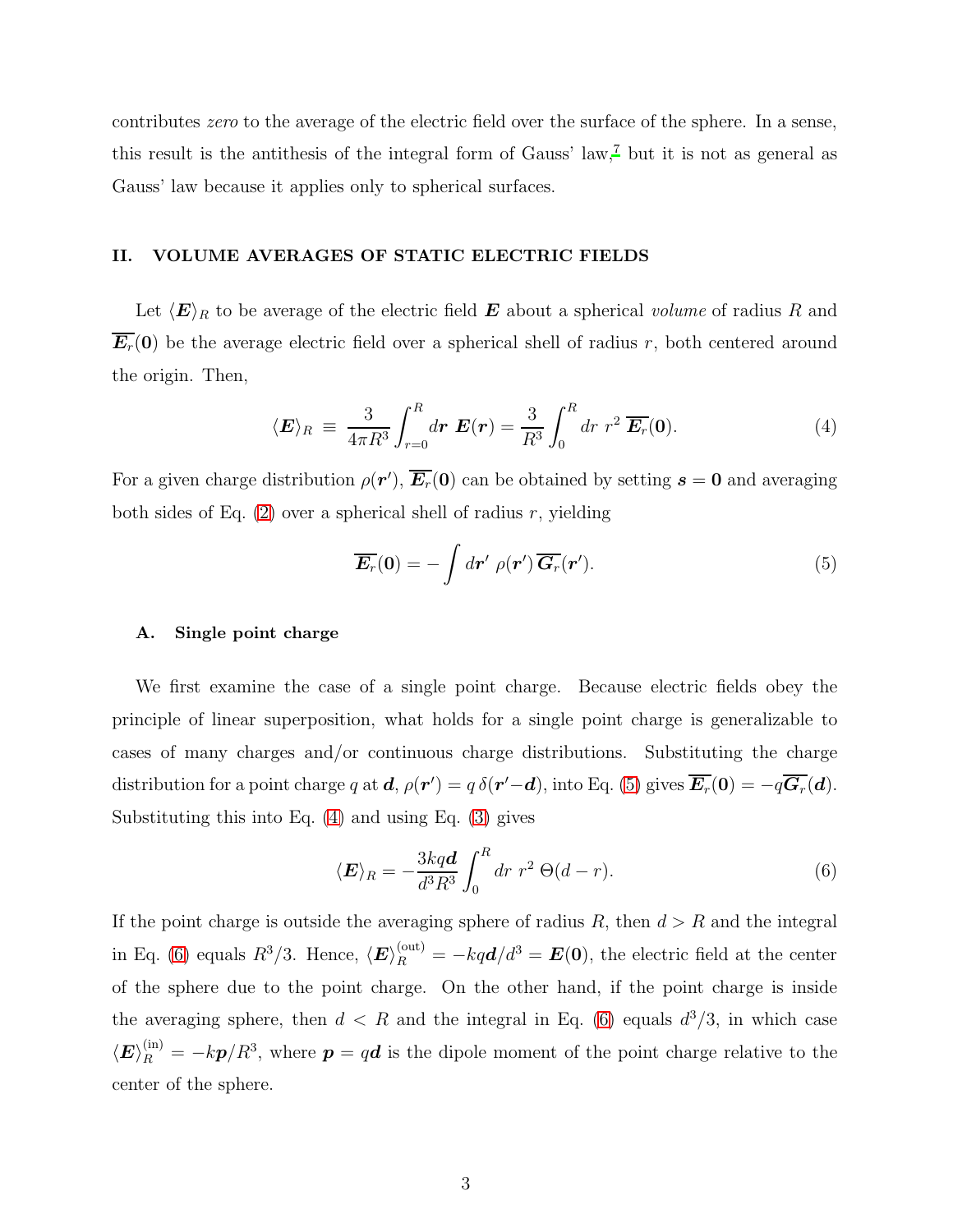contributes *zero* to the average of the electric field over the surface of the sphere. In a sense, this result is the antithesis of the integral form of Gauss' law,[7] but it is not as general as Gauss' law because it applies only to spherical surfaces.

## II. VOLUME AVERAGES OF STATIC ELECTRIC FIELDS

Let $\langle \boldsymbol{E} \rangle_R$ to be average of the electric field $\boldsymbol{E}$ about a spherical *volume* of radius $R$ and $\overline{\boldsymbol{E}_r}(\boldsymbol{0})$ be the average electric field over a spherical shell of radius $r$, both centered around the origin. Then,

$$\langle \boldsymbol{E} \rangle_R \equiv \frac{3}{4\pi R^3} \int_{r=0}^{R} d\boldsymbol{r}\; \boldsymbol{E}(\boldsymbol{r}) = \frac{3}{R^3} \int_0^R dr\; r^2\, \overline{\boldsymbol{E}_r}(\boldsymbol{0}). \tag{4}$$

For a given charge distribution $\rho(\boldsymbol{r}')$, $\overline{\boldsymbol{E}_r}(\boldsymbol{0})$ can be obtained by setting $\boldsymbol{s} = \boldsymbol{0}$ and averaging both sides of Eq. (2) over a spherical shell of radius $r$, yielding

$$\overline{\boldsymbol{E}_r}(\boldsymbol{0}) = -\int d\boldsymbol{r}'\; \rho(\boldsymbol{r}')\, \overline{\boldsymbol{G}_r}(\boldsymbol{r}'). \tag{5}$$

### A. Single point charge

We first examine the case of a single point charge. Because electric fields obey the principle of linear superposition, what holds for a single point charge is generalizable to cases of many charges and/or continuous charge distributions. Substituting the charge distribution for a point charge $q$ at $\boldsymbol{d}$, $\rho(\boldsymbol{r}') = q\,\delta(\boldsymbol{r}' - \boldsymbol{d})$, into Eq. (5) gives $\overline{\boldsymbol{E}_r}(\boldsymbol{0}) = -q\overline{\boldsymbol{G}_r}(\boldsymbol{d})$. Substituting this into Eq. (4) and using Eq. (3) gives

$$\langle \boldsymbol{E} \rangle_R = -\frac{3kq\boldsymbol{d}}{d^3 R^3} \int_0^R dr\; r^2\; \Theta(d - r). \tag{6}$$

If the point charge is outside the averaging sphere of radius $R$, then $d > R$ and the integral in Eq. (6) equals $R^3/3$. Hence, $\langle \boldsymbol{E} \rangle_R^{(\text{out})} = -kq\boldsymbol{d}/d^3 = \boldsymbol{E}(\boldsymbol{0})$, the electric field at the center of the sphere due to the point charge. On the other hand, if the point charge is inside the averaging sphere, then $d < R$ and the integral in Eq. (6) equals $d^3/3$, in which case $\langle \boldsymbol{E} \rangle_R^{(\text{in})} = -k\boldsymbol{p}/R^3$, where $\boldsymbol{p} = q\boldsymbol{d}$ is the dipole moment of the point charge relative to the center of the sphere.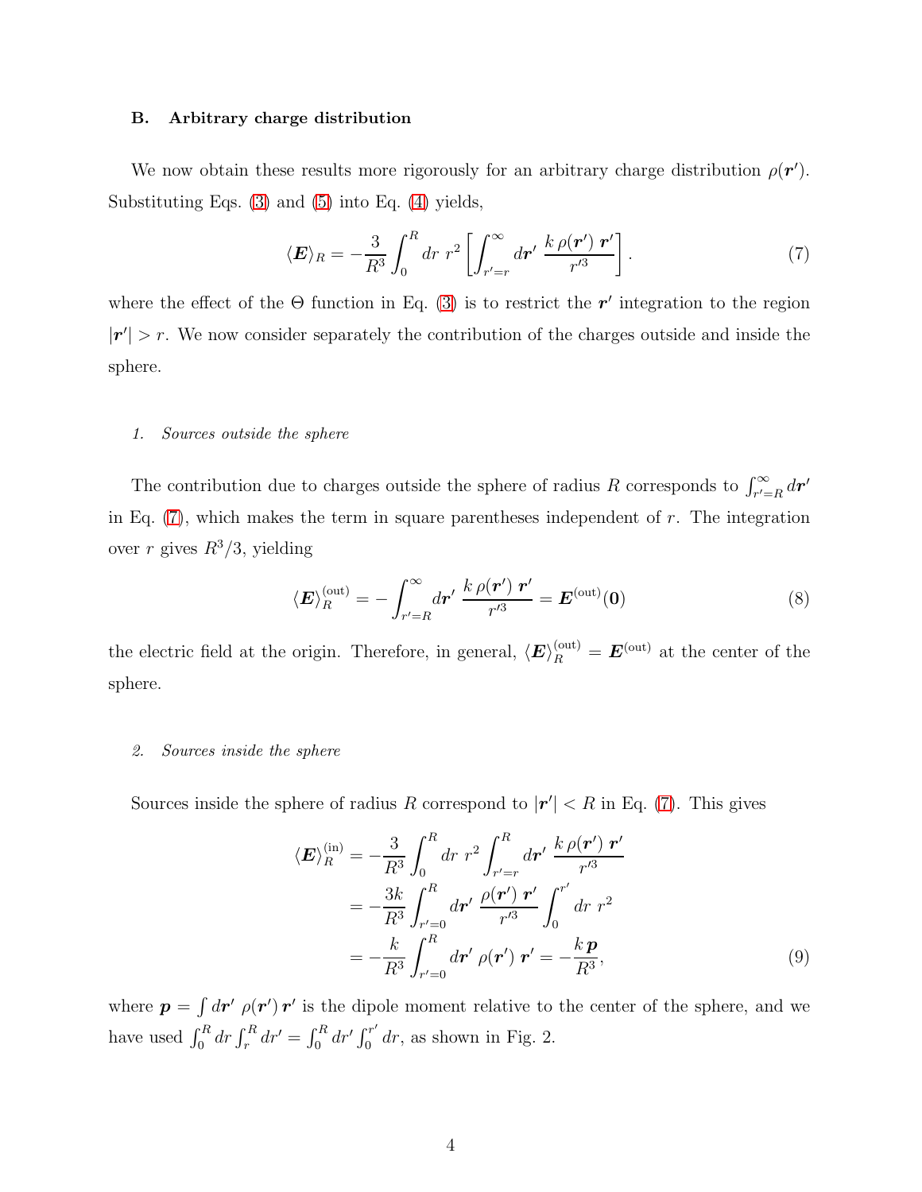### B. Arbitrary charge distribution

We now obtain these results more rigorously for an arbitrary charge distribution $\rho(\boldsymbol{r}')$. Substituting Eqs. (3) and (5) into Eq. (4) yields,

$$\langle \boldsymbol{E} \rangle_R = -\frac{3}{R^3} \int_0^R dr\ r^2 \left[ \int_{r'=r}^{\infty} d\boldsymbol{r}'\ \frac{k\,\rho(\boldsymbol{r}')\ \boldsymbol{r}'}{r'^3} \right]. \tag{7}$$

where the effect of the $\Theta$ function in Eq. (3) is to restrict the $\boldsymbol{r}'$ integration to the region $|\boldsymbol{r}'| > r$. We now consider separately the contribution of the charges outside and inside the sphere.

#### 1. *Sources outside the sphere*

The contribution due to charges outside the sphere of radius $R$ corresponds to $\int_{r'=R}^{\infty} d\boldsymbol{r}'$ in Eq. (7), which makes the term in square parentheses independent of $r$. The integration over $r$ gives $R^3/3$, yielding

$$\langle \boldsymbol{E} \rangle_R^{(\text{out})} = -\int_{r'=R}^{\infty} d\boldsymbol{r}'\ \frac{k\,\rho(\boldsymbol{r}')\ \boldsymbol{r}'}{r'^3} = \boldsymbol{E}^{(\text{out})}(\boldsymbol{0}) \tag{8}$$

the electric field at the origin. Therefore, in general, $\langle \boldsymbol{E} \rangle_R^{(\text{out})} = \boldsymbol{E}^{(\text{out})}$ at the center of the sphere.

#### 2. *Sources inside the sphere*

Sources inside the sphere of radius $R$ correspond to $|\boldsymbol{r}'| < R$ in Eq. (7). This gives

$$\begin{aligned}
\langle \boldsymbol{E} \rangle_R^{(\text{in})} &= -\frac{3}{R^3} \int_0^R dr\ r^2 \int_{r'=r}^{R} d\boldsymbol{r}'\ \frac{k\,\rho(\boldsymbol{r}')\ \boldsymbol{r}'}{r'^3} \\
&= -\frac{3k}{R^3} \int_{r'=0}^{R} d\boldsymbol{r}'\ \frac{\rho(\boldsymbol{r}')\ \boldsymbol{r}'}{r'^3} \int_0^{r'} dr\ r^2 \\
&= -\frac{k}{R^3} \int_{r'=0}^{R} d\boldsymbol{r}'\ \rho(\boldsymbol{r}')\ \boldsymbol{r}' = -\frac{k\,\boldsymbol{p}}{R^3},
\end{aligned} \tag{9}$$

where $\boldsymbol{p} = \int d\boldsymbol{r}'\ \rho(\boldsymbol{r}')\,\boldsymbol{r}'$ is the dipole moment relative to the center of the sphere, and we have used $\int_0^R dr \int_r^R dr' = \int_0^R dr' \int_0^{r'} dr$, as shown in Fig. 2.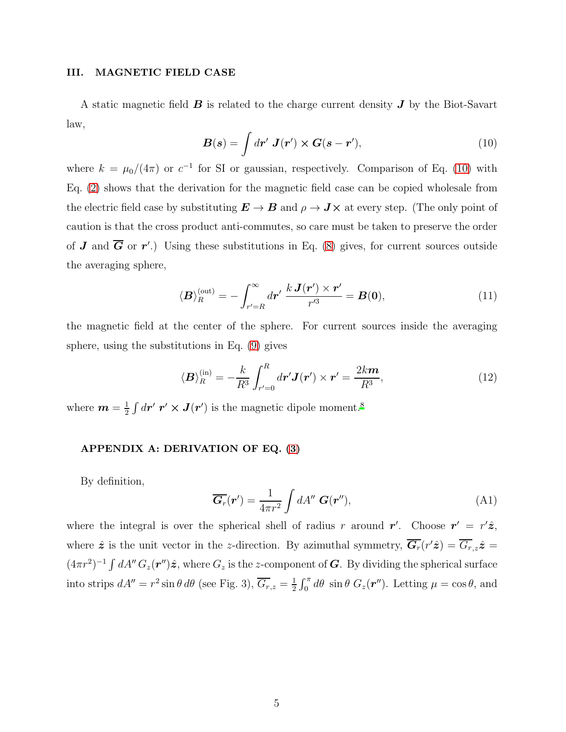## III. MAGNETIC FIELD CASE

A static magnetic field $\boldsymbol{B}$ is related to the charge current density $\boldsymbol{J}$ by the Biot-Savart law,

$$\boldsymbol{B}(\boldsymbol{s}) = \int d\boldsymbol{r}'\ \boldsymbol{J}(\boldsymbol{r}') \times \boldsymbol{G}(\boldsymbol{s} - \boldsymbol{r}'), \tag{10}$$

where $k = \mu_0/(4\pi)$ or $c^{-1}$ for SI or gaussian, respectively. Comparison of Eq. (10) with Eq. (2) shows that the derivation for the magnetic field case can be copied wholesale from the electric field case by substituting $\boldsymbol{E} \to \boldsymbol{B}$ and $\rho \to \boldsymbol{J}\times$ at every step. (The only point of caution is that the cross product anti-commutes, so care must be taken to preserve the order of $\boldsymbol{J}$ and $\overline{\boldsymbol{G}}$ or $\boldsymbol{r}'$.) Using these substitutions in Eq. (8) gives, for current sources outside the averaging sphere,

$$\langle \boldsymbol{B} \rangle_R^{(\text{out})} = -\int_{r'=R}^{\infty} d\boldsymbol{r}'\ \frac{k\, \boldsymbol{J}(\boldsymbol{r}') \times \boldsymbol{r}'}{r'^3} = \boldsymbol{B}(\boldsymbol{0}), \tag{11}$$

the magnetic field at the center of the sphere. For current sources inside the averaging sphere, using the substitutions in Eq. (9) gives

$$\langle \boldsymbol{B} \rangle_R^{(\text{in})} = -\frac{k}{R^3} \int_{r'=0}^{R} d\boldsymbol{r}' \boldsymbol{J}(\boldsymbol{r}') \times \boldsymbol{r}' = \frac{2k\boldsymbol{m}}{R^3}, \tag{12}$$

where $\boldsymbol{m} = \frac{1}{2}\int d\boldsymbol{r}'\ \boldsymbol{r}' \times \boldsymbol{J}(\boldsymbol{r}')$ is the magnetic dipole moment.[8]

### APPENDIX A: DERIVATION OF EQ. (3)

By definition,

$$\overline{\boldsymbol{G}}_r(\boldsymbol{r}') = \frac{1}{4\pi r^2} \int dA''\ \boldsymbol{G}(\boldsymbol{r}''), \tag{A1}$$

where the integral is over the spherical shell of radius $r$ around $\boldsymbol{r}'$. Choose $\boldsymbol{r}' = r'\hat{\boldsymbol{z}}$, where $\hat{\boldsymbol{z}}$ is the unit vector in the $z$-direction. By azimuthal symmetry, $\overline{\boldsymbol{G}_r}(r'\hat{\boldsymbol{z}}) = \overline{G_{r,z}}\hat{\boldsymbol{z}} = (4\pi r^2)^{-1} \int dA''\, G_z(\boldsymbol{r}'')\hat{\boldsymbol{z}}$, where $G_z$ is the $z$-component of $\boldsymbol{G}$. By dividing the spherical surface into strips $dA'' = r^2 \sin\theta\, d\theta$ (see Fig. 3), $\overline{G_{r,z}} = \frac{1}{2}\int_0^{\pi} d\theta\ \sin\theta\ G_z(\boldsymbol{r}'')$. Letting $\mu = \cos\theta$, and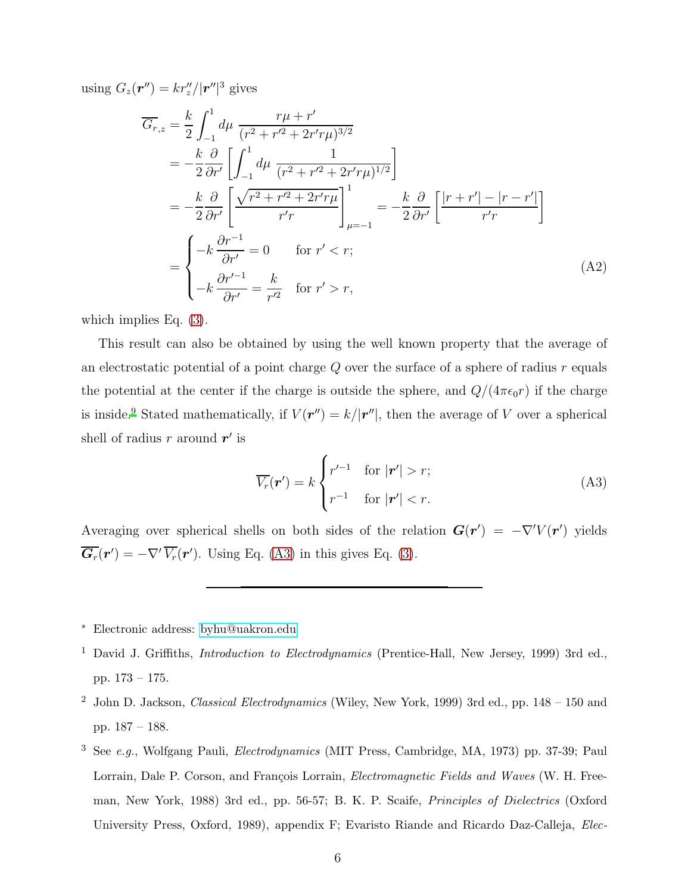using $G_z(\boldsymbol{r}'') = kr''_z/|\boldsymbol{r}''|^3$ gives

$$
\begin{aligned}
\overline{G}_{r,z} &= \frac{k}{2}\int_{-1}^{1} d\mu \; \frac{r\mu + r'}{(r^2 + r'^2 + 2r'r\mu)^{3/2}} \\
&= -\frac{k}{2}\frac{\partial}{\partial r'}\left[\int_{-1}^{1} d\mu \; \frac{1}{(r^2 + r'^2 + 2r'r\mu)^{1/2}}\right] \\
&= -\frac{k}{2}\frac{\partial}{\partial r'}\left[\frac{\sqrt{r^2 + r'^2 + 2r'r\mu}}{r'r}\right]_{\mu=-1}^{1} = -\frac{k}{2}\frac{\partial}{\partial r'}\left[\frac{|r+r'| - |r-r'|}{r'r}\right] \\
&= \begin{cases} -k\,\dfrac{\partial r^{-1}}{\partial r'} = 0 & \text{for } r' < r; \\[2ex] -k\,\dfrac{\partial r'^{-1}}{\partial r'} = \dfrac{k}{r'^2} & \text{for } r' > r, \end{cases}
\end{aligned}
\tag{A2}
$$

which implies Eq. (3).

This result can also be obtained by using the well known property that the average of an electrostatic potential of a point charge $Q$ over the surface of a sphere of radius $r$ equals the potential at the center if the charge is outside the sphere, and $Q/(4\pi\epsilon_0 r)$ if the charge is inside.[9] Stated mathematically, if $V(\boldsymbol{r}'') = k/|\boldsymbol{r}''|$, then the average of $V$ over a spherical shell of radius $r$ around $\boldsymbol{r}'$ is

$$
\overline{V_r}(\boldsymbol{r}') = k \begin{cases} r'^{-1} & \text{for } |\boldsymbol{r}'| > r; \\ r^{-1} & \text{for } |\boldsymbol{r}'| < r. \end{cases}
\tag{A3}
$$

Averaging over spherical shells on both sides of the relation $\boldsymbol{G}(\boldsymbol{r}') = -\nabla' V(\boldsymbol{r}')$ yields $\overline{\boldsymbol{G}_r}(\boldsymbol{r}') = -\nabla' \, \overline{V_r}(\boldsymbol{r}')$. Using Eq. (A3) in this gives Eq. (3).

---

\* Electronic address: byhu@uakron.edu

[1] David J. Griffiths, *Introduction to Electrodynamics* (Prentice-Hall, New Jersey, 1999) 3rd ed., pp. 173 – 175.

[2] John D. Jackson, *Classical Electrodynamics* (Wiley, New York, 1999) 3rd ed., pp. 148 – 150 and pp. 187 – 188.

[3] See *e.g.*, Wolfgang Pauli, *Electrodynamics* (MIT Press, Cambridge, MA, 1973) pp. 37-39; Paul Lorrain, Dale P. Corson, and François Lorrain, *Electromagnetic Fields and Waves* (W. H. Freeman, New York, 1988) 3rd ed., pp. 56-57; B. K. P. Scaife, *Principles of Dielectrics* (Oxford University Press, Oxford, 1989), appendix F; Evaristo Riande and Ricardo Daz-Calleja, *Elec-*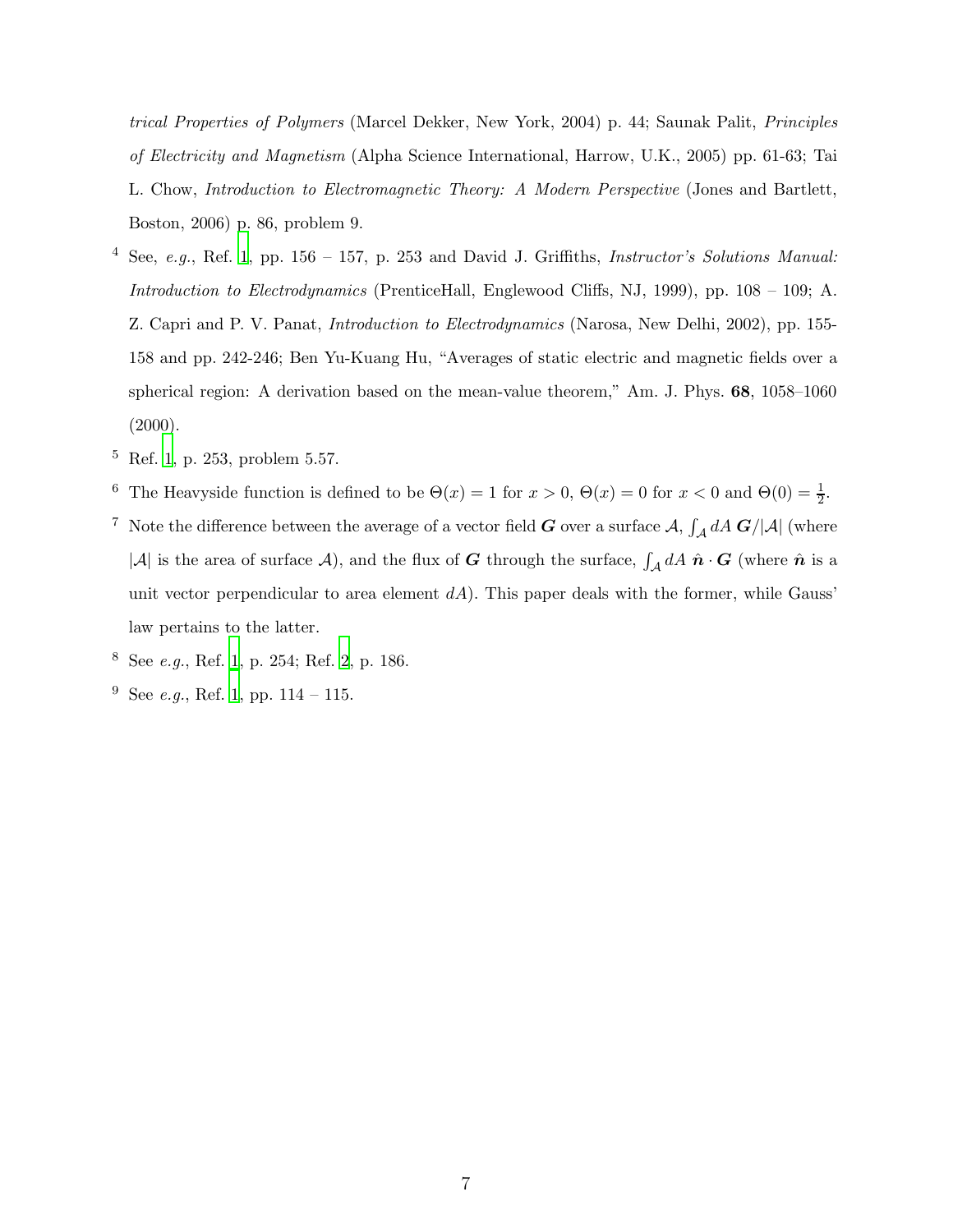*trical Properties of Polymers* (Marcel Dekker, New York, 2004) p. 44; Saunak Palit, *Principles of Electricity and Magnetism* (Alpha Science International, Harrow, U.K., 2005) pp. 61-63; Tai L. Chow, *Introduction to Electromagnetic Theory: A Modern Perspective* (Jones and Bartlett, Boston, 2006) p. 86, problem 9.

[4] See, *e.g.*, Ref. 1, pp. 156 – 157, p. 253 and David J. Griffiths, *Instructor's Solutions Manual: Introduction to Electrodynamics* (PrenticeHall, Englewood Cliffs, NJ, 1999), pp. 108 – 109; A. Z. Capri and P. V. Panat, *Introduction to Electrodynamics* (Narosa, New Delhi, 2002), pp. 155-158 and pp. 242-246; Ben Yu-Kuang Hu, "Averages of static electric and magnetic fields over a spherical region: A derivation based on the mean-value theorem," Am. J. Phys. **68**, 1058–1060 (2000).

[5] Ref. 1, p. 253, problem 5.57.

[6] The Heavyside function is defined to be $\Theta(x) = 1$ for $x > 0$, $\Theta(x) = 0$ for $x < 0$ and $\Theta(0) = \frac{1}{2}$.

[7] Note the difference between the average of a vector field $\boldsymbol{G}$ over a surface $\mathcal{A}$, $\int_{\mathcal{A}} dA\, \boldsymbol{G}/|\mathcal{A}|$ (where $|\mathcal{A}|$ is the area of surface $\mathcal{A}$), and the flux of $\boldsymbol{G}$ through the surface, $\int_{\mathcal{A}} dA\, \hat{\boldsymbol{n}} \cdot \boldsymbol{G}$ (where $\hat{\boldsymbol{n}}$ is a unit vector perpendicular to area element $dA$). This paper deals with the former, while Gauss' law pertains to the latter.

[8] See *e.g.*, Ref. 1, p. 254; Ref. 2, p. 186.

[9] See *e.g.*, Ref. 1, pp. 114 – 115.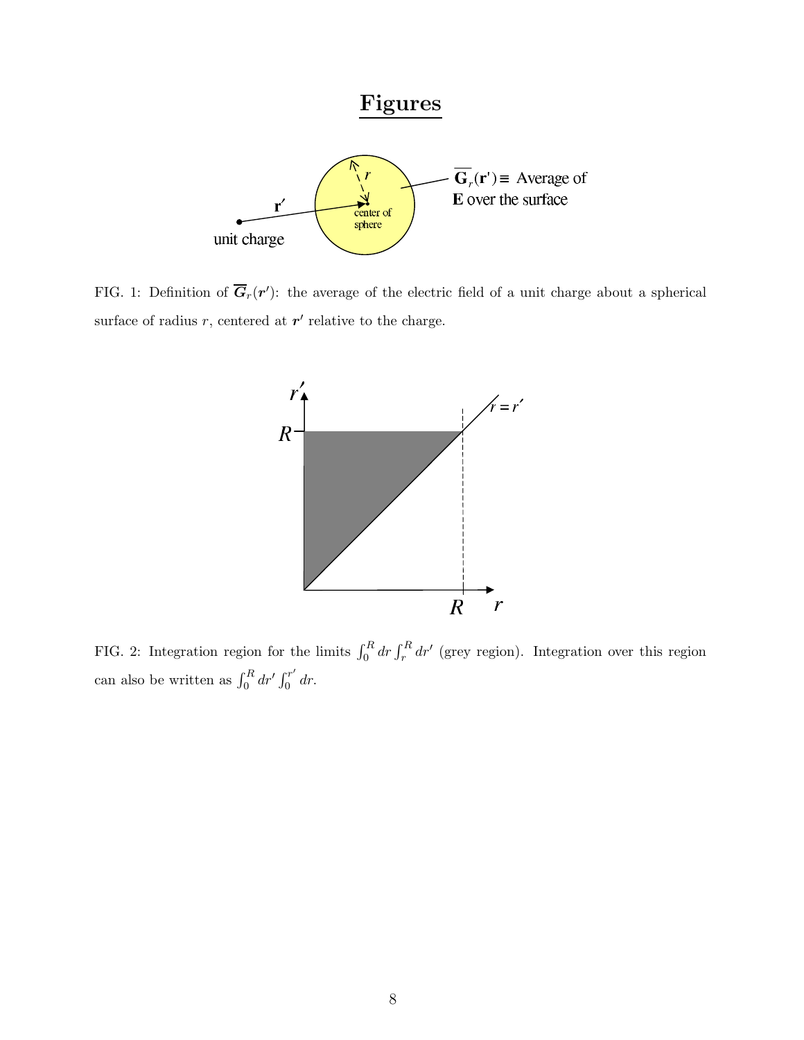# Figures

FIG. 1: Definition of $\overline{\boldsymbol{G}}_r(\boldsymbol{r}')$: the average of the electric field of a unit charge about a spherical surface of radius $r$, centered at $\boldsymbol{r}'$ relative to the charge.

FIG. 2: Integration region for the limits $\int_0^R dr \int_r^R dr'$ (grey region). Integration over this region can also be written as $\int_0^R dr' \int_0^{r'} dr$.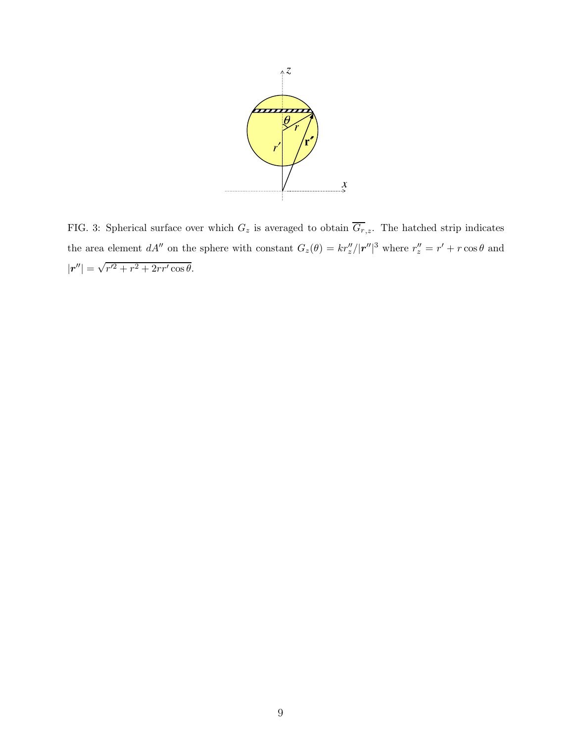z

x

$\theta$

$r$

$r'$

$\mathbf{r}''$

FIG. 3: Spherical surface over which $G_z$ is averaged to obtain $\overline{G_{r,z}}$. The hatched strip indicates the area element $dA''$ on the sphere with constant $G_z(\theta) = k r''_z / |\boldsymbol{r}''|^3$ where $r''_z = r' + r\cos\theta$ and $|\boldsymbol{r}''| = \sqrt{r'^2 + r^2 + 2rr'\cos\theta}$.